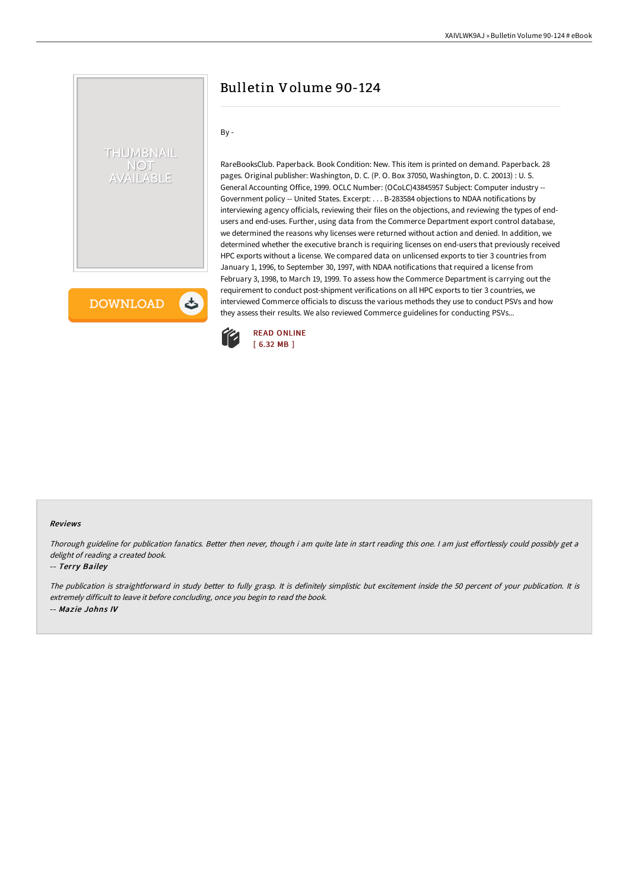# Bulletin Volume 90-124

By -

RareBooksClub. Paperback. Book Condition: New. This item is printed on demand. Paperback. 28 pages. Original publisher: Washington, D. C. (P. O. Box 37050, Washington, D. C. 20013) : U. S. General Accounting Office, 1999. OCLC Number: (OCoLC)43845957 Subject: Computer industry -- Government policy -- United States. Excerpt: . . . B-283584 objections to NDAA notifications by interviewing agency officials, reviewing their files on the objections, and reviewing the types of end-users and end-uses. Further, using data from the Commerce Department export control database, we determined the reasons why licenses were returned without action and denied. In addition, we determined whether the executive branch is requiring licenses on end-users that previously received HPC exports without a license. We compared data on unlicensed exports to tier 3 countries from January 1, 1996, to September 30, 1997, with NDAA notifications that required a license from February 3, 1998, to March 19, 1999. To assess how the Commerce Department is carrying out the requirement to conduct post-shipment verifications on all HPC exports to tier 3 countries, we interviewed Commerce officials to discuss the various methods they use to conduct PSVs and how they assess their results. We also reviewed Commerce guidelines for conducting PSVs...

READ ONLINE
[ 6.32 MB ]

### Reviews

*Thorough guideline for publication fanatics. Better then never, though i am quite late in start reading this one. I am just effortlessly could possibly get a delight of reading a created book.*

-- ***Terry Bailey***

*The publication is straightforward in study better to fully grasp. It is definitely simplistic but excitement inside the 50 percent of your publication. It is extremely difficult to leave it before concluding, once you begin to read the book.*

-- ***Mazie Johns IV***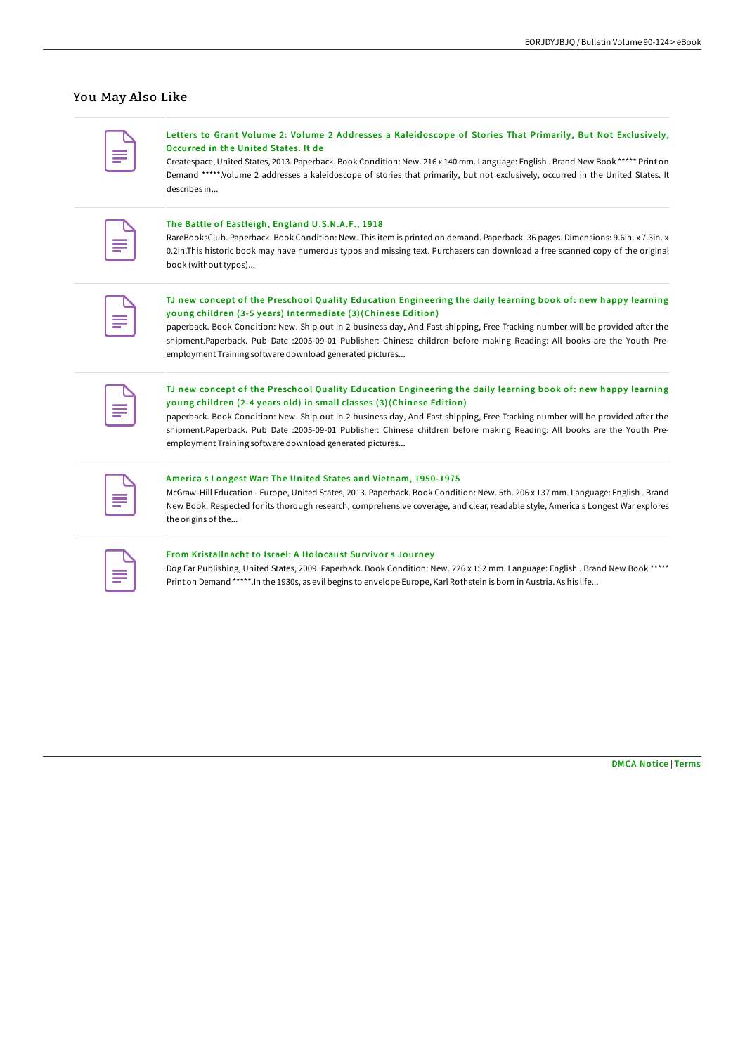## You May Also Like

### Letters to Grant Volume 2: Volume 2 Addresses a Kaleidoscope of Stories That Primarily, But Not Exclusively, Occurred in the United States. It de

Createspace, United States, 2013. Paperback. Book Condition: New. 216 x 140 mm. Language: English . Brand New Book ***** Print on Demand *****.Volume 2 addresses a kaleidoscope of stories that primarily, but not exclusively, occurred in the United States. It describes in...

### The Battle of Eastleigh, England U.S.N.A.F., 1918

RareBooksClub. Paperback. Book Condition: New. This item is printed on demand. Paperback. 36 pages. Dimensions: 9.6in. x 7.3in. x 0.2in.This historic book may have numerous typos and missing text. Purchasers can download a free scanned copy of the original book (without typos)...

### TJ new concept of the Preschool Quality Education Engineering the daily learning book of: new happy learning young children (3-5 years) Intermediate (3)(Chinese Edition)

paperback. Book Condition: New. Ship out in 2 business day, And Fast shipping, Free Tracking number will be provided after the shipment.Paperback. Pub Date :2005-09-01 Publisher: Chinese children before making Reading: All books are the Youth Pre-employment Training software download generated pictures...

### TJ new concept of the Preschool Quality Education Engineering the daily learning book of: new happy learning young children (2-4 years old) in small classes (3)(Chinese Edition)

paperback. Book Condition: New. Ship out in 2 business day, And Fast shipping, Free Tracking number will be provided after the shipment.Paperback. Pub Date :2005-09-01 Publisher: Chinese children before making Reading: All books are the Youth Pre-employment Training software download generated pictures...

### America s Longest War: The United States and Vietnam, 1950-1975

McGraw-Hill Education - Europe, United States, 2013. Paperback. Book Condition: New. 5th. 206 x 137 mm. Language: English . Brand New Book. Respected for its thorough research, comprehensive coverage, and clear, readable style, America s Longest War explores the origins of the...

### From Kristallnacht to Israel: A Holocaust Survivor s Journey

Dog Ear Publishing, United States, 2009. Paperback. Book Condition: New. 226 x 152 mm. Language: English . Brand New Book ***** Print on Demand *****.In the 1930s, as evil begins to envelope Europe, Karl Rothstein is born in Austria. As his life...